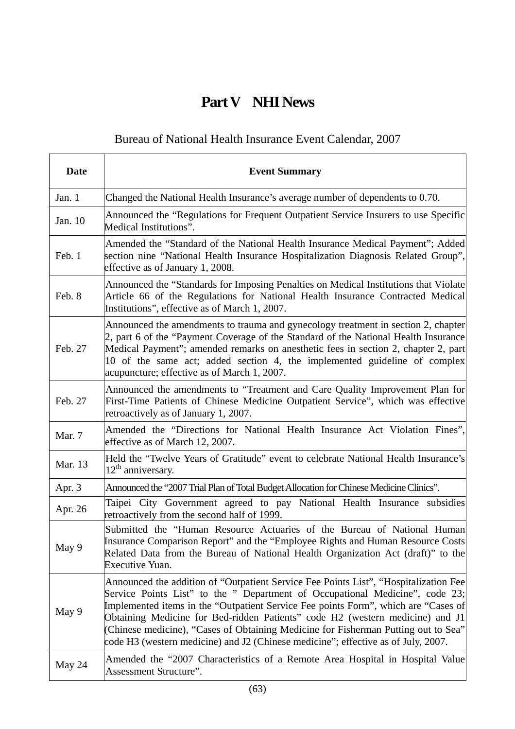# Part V NHI News

Bureau of National Health Insurance Event Calendar, 2007

| Date | Event Summary |
|---|---|
| Jan. 1 | Changed the National Health Insurance's average number of dependents to 0.70. |
| Jan. 10 | Announced the "Regulations for Frequent Outpatient Service Insurers to use Specific Medical Institutions". |
| Feb. 1 | Amended the "Standard of the National Health Insurance Medical Payment"; Added section nine "National Health Insurance Hospitalization Diagnosis Related Group", effective as of January 1, 2008. |
| Feb. 8 | Announced the "Standards for Imposing Penalties on Medical Institutions that Violate Article 66 of the Regulations for National Health Insurance Contracted Medical Institutions", effective as of March 1, 2007. |
| Feb. 27 | Announced the amendments to trauma and gynecology treatment in section 2, chapter 2, part 6 of the "Payment Coverage of the Standard of the National Health Insurance Medical Payment"; amended remarks on anesthetic fees in section 2, chapter 2, part 10 of the same act; added section 4, the implemented guideline of complex acupuncture; effective as of March 1, 2007. |
| Feb. 27 | Announced the amendments to "Treatment and Care Quality Improvement Plan for First-Time Patients of Chinese Medicine Outpatient Service", which was effective retroactively as of January 1, 2007. |
| Mar. 7 | Amended the "Directions for National Health Insurance Act Violation Fines", effective as of March 12, 2007. |
| Mar. 13 | Held the "Twelve Years of Gratitude" event to celebrate National Health Insurance's 12th anniversary. |
| Apr. 3 | Announced the "2007 Trial Plan of Total Budget Allocation for Chinese Medicine Clinics". |
| Apr. 26 | Taipei City Government agreed to pay National Health Insurance subsidies retroactively from the second half of 1999. |
| May 9 | Submitted the "Human Resource Actuaries of the Bureau of National Human Insurance Comparison Report" and the "Employee Rights and Human Resource Costs Related Data from the Bureau of National Health Organization Act (draft)" to the Executive Yuan. |
| May 9 | Announced the addition of "Outpatient Service Fee Points List", "Hospitalization Fee Service Points List" to the " Department of Occupational Medicine", code 23; Implemented items in the "Outpatient Service Fee points Form", which are "Cases of Obtaining Medicine for Bed-ridden Patients" code H2 (western medicine) and J1 (Chinese medicine), "Cases of Obtaining Medicine for Fisherman Putting out to Sea" code H3 (western medicine) and J2 (Chinese medicine"; effective as of July, 2007. |
| May 24 | Amended the "2007 Characteristics of a Remote Area Hospital in Hospital Value Assessment Structure". |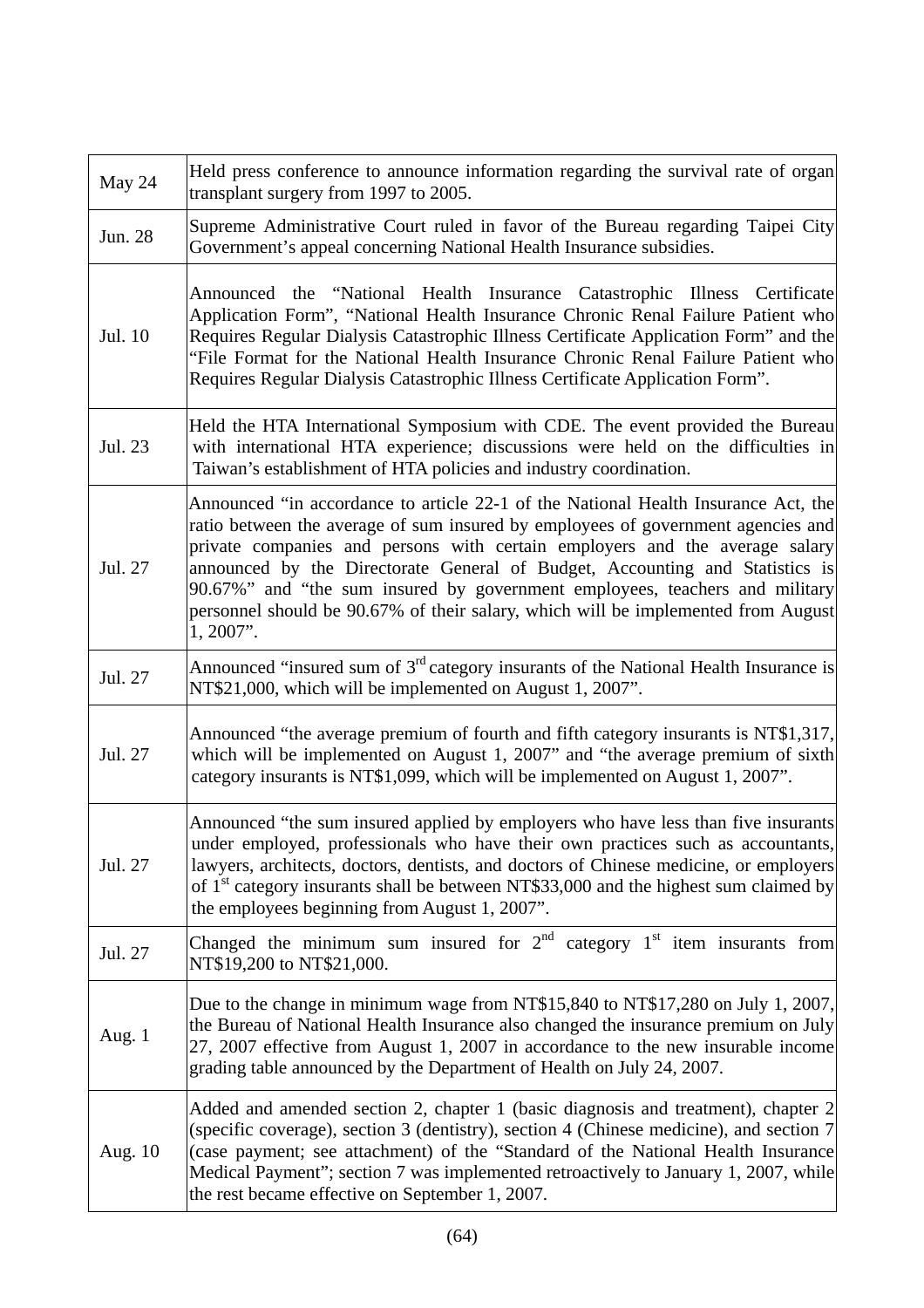| May 24 | Held press conference to announce information regarding the survival rate of organ transplant surgery from 1997 to 2005. |
|---|---|
| Jun. 28 | Supreme Administrative Court ruled in favor of the Bureau regarding Taipei City Government's appeal concerning National Health Insurance subsidies. |
| Jul. 10 | Announced the "National Health Insurance Catastrophic Illness Certificate Application Form", "National Health Insurance Chronic Renal Failure Patient who Requires Regular Dialysis Catastrophic Illness Certificate Application Form" and the "File Format for the National Health Insurance Chronic Renal Failure Patient who Requires Regular Dialysis Catastrophic Illness Certificate Application Form". |
| Jul. 23 | Held the HTA International Symposium with CDE. The event provided the Bureau with international HTA experience; discussions were held on the difficulties in Taiwan's establishment of HTA policies and industry coordination. |
| Jul. 27 | Announced "in accordance to article 22-1 of the National Health Insurance Act, the ratio between the average of sum insured by employees of government agencies and private companies and persons with certain employers and the average salary announced by the Directorate General of Budget, Accounting and Statistics is 90.67%" and "the sum insured by government employees, teachers and military personnel should be 90.67% of their salary, which will be implemented from August 1, 2007". |
| Jul. 27 | Announced "insured sum of 3rd category insurants of the National Health Insurance is NT$21,000, which will be implemented on August 1, 2007". |
| Jul. 27 | Announced "the average premium of fourth and fifth category insurants is NT$1,317, which will be implemented on August 1, 2007" and "the average premium of sixth category insurants is NT$1,099, which will be implemented on August 1, 2007". |
| Jul. 27 | Announced "the sum insured applied by employers who have less than five insurants under employed, professionals who have their own practices such as accountants, lawyers, architects, doctors, dentists, and doctors of Chinese medicine, or employers of 1st category insurants shall be between NT$33,000 and the highest sum claimed by the employees beginning from August 1, 2007". |
| Jul. 27 | Changed the minimum sum insured for 2nd category 1st item insurants from NT$19,200 to NT$21,000. |
| Aug. 1 | Due to the change in minimum wage from NT$15,840 to NT$17,280 on July 1, 2007, the Bureau of National Health Insurance also changed the insurance premium on July 27, 2007 effective from August 1, 2007 in accordance to the new insurable income grading table announced by the Department of Health on July 24, 2007. |
| Aug. 10 | Added and amended section 2, chapter 1 (basic diagnosis and treatment), chapter 2 (specific coverage), section 3 (dentistry), section 4 (Chinese medicine), and section 7 (case payment; see attachment) of the "Standard of the National Health Insurance Medical Payment"; section 7 was implemented retroactively to January 1, 2007, while the rest became effective on September 1, 2007. |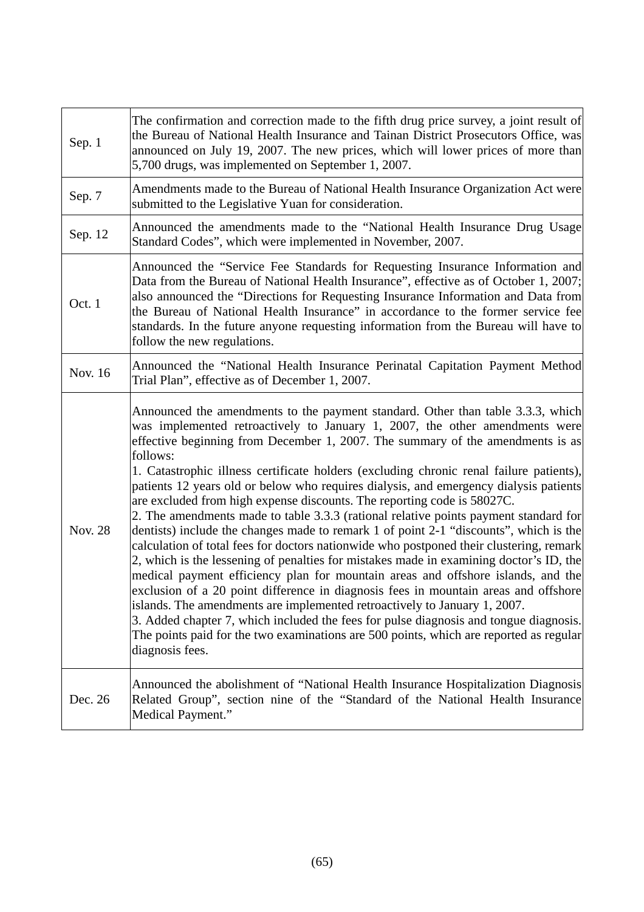| | |
|---|---|
| Sep. 1 | The confirmation and correction made to the fifth drug price survey, a joint result of the Bureau of National Health Insurance and Tainan District Prosecutors Office, was announced on July 19, 2007. The new prices, which will lower prices of more than 5,700 drugs, was implemented on September 1, 2007. |
| Sep. 7 | Amendments made to the Bureau of National Health Insurance Organization Act were submitted to the Legislative Yuan for consideration. |
| Sep. 12 | Announced the amendments made to the "National Health Insurance Drug Usage Standard Codes", which were implemented in November, 2007. |
| Oct. 1 | Announced the "Service Fee Standards for Requesting Insurance Information and Data from the Bureau of National Health Insurance", effective as of October 1, 2007; also announced the "Directions for Requesting Insurance Information and Data from the Bureau of National Health Insurance" in accordance to the former service fee standards. In the future anyone requesting information from the Bureau will have to follow the new regulations. |
| Nov. 16 | Announced the "National Health Insurance Perinatal Capitation Payment Method Trial Plan", effective as of December 1, 2007. |
| Nov. 28 | Announced the amendments to the payment standard. Other than table 3.3.3, which was implemented retroactively to January 1, 2007, the other amendments were effective beginning from December 1, 2007. The summary of the amendments is as follows:<br>1. Catastrophic illness certificate holders (excluding chronic renal failure patients), patients 12 years old or below who requires dialysis, and emergency dialysis patients are excluded from high expense discounts. The reporting code is 58027C.<br>2. The amendments made to table 3.3.3 (rational relative points payment standard for dentists) include the changes made to remark 1 of point 2-1 "discounts", which is the calculation of total fees for doctors nationwide who postponed their clustering, remark 2, which is the lessening of penalties for mistakes made in examining doctor's ID, the medical payment efficiency plan for mountain areas and offshore islands, and the exclusion of a 20 point difference in diagnosis fees in mountain areas and offshore islands. The amendments are implemented retroactively to January 1, 2007.<br>3. Added chapter 7, which included the fees for pulse diagnosis and tongue diagnosis. The points paid for the two examinations are 500 points, which are reported as regular diagnosis fees. |
| Dec. 26 | Announced the abolishment of "National Health Insurance Hospitalization Diagnosis Related Group", section nine of the "Standard of the National Health Insurance Medical Payment." |